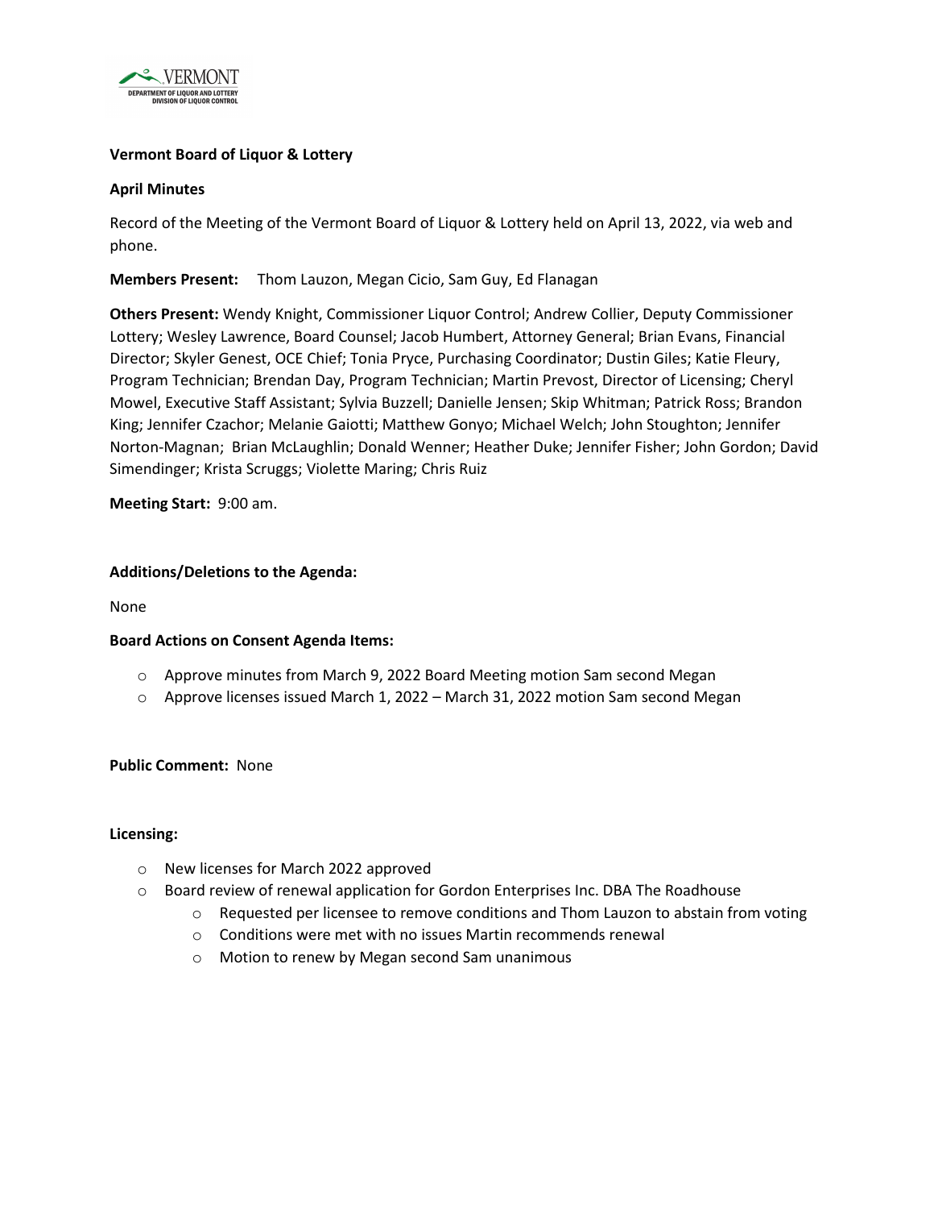**Vermont Board of Liquor & Lottery**

**April Minutes**

Record of the Meeting of the Vermont Board of Liquor & Lottery held on April 13, 2022, via web and phone.

**Members Present:** Thom Lauzon, Megan Cicio, Sam Guy, Ed Flanagan

**Others Present:** Wendy Knight, Commissioner Liquor Control; Andrew Collier, Deputy Commissioner Lottery; Wesley Lawrence, Board Counsel; Jacob Humbert, Attorney General; Brian Evans, Financial Director; Skyler Genest, OCE Chief; Tonia Pryce, Purchasing Coordinator; Dustin Giles; Katie Fleury, Program Technician; Brendan Day, Program Technician; Martin Prevost, Director of Licensing; Cheryl Mowel, Executive Staff Assistant; Sylvia Buzzell; Danielle Jensen; Skip Whitman; Patrick Ross; Brandon King; Jennifer Czachor; Melanie Gaiotti; Matthew Gonyo; Michael Welch; John Stoughton; Jennifer Norton-Magnan; Brian McLaughlin; Donald Wenner; Heather Duke; Jennifer Fisher; John Gordon; David Simendinger; Krista Scruggs; Violette Maring; Chris Ruiz

**Meeting Start:** 9:00 am.

**Additions/Deletions to the Agenda:**

None

**Board Actions on Consent Agenda Items:**

- Approve minutes from March 9, 2022 Board Meeting motion Sam second Megan
- Approve licenses issued March 1, 2022 – March 31, 2022 motion Sam second Megan

**Public Comment:** None

**Licensing:**

- New licenses for March 2022 approved
- Board review of renewal application for Gordon Enterprises Inc. DBA The Roadhouse
  - Requested per licensee to remove conditions and Thom Lauzon to abstain from voting
  - Conditions were met with no issues Martin recommends renewal
  - Motion to renew by Megan second Sam unanimous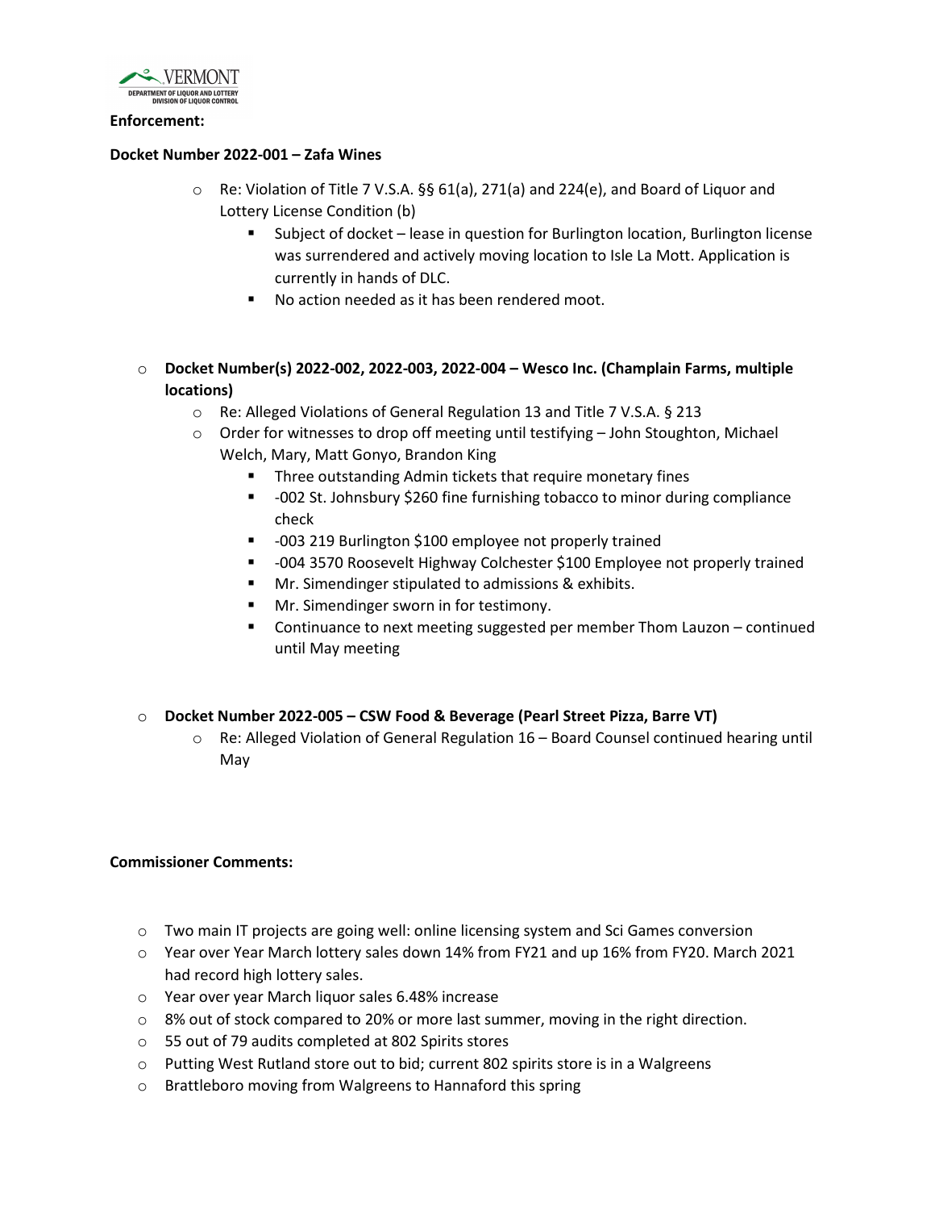**Enforcement:**

**Docket Number 2022-001 – Zafa Wines**

- Re: Violation of Title 7 V.S.A. §§ 61(a), 271(a) and 224(e), and Board of Liquor and Lottery License Condition (b)
  - Subject of docket – lease in question for Burlington location, Burlington license was surrendered and actively moving location to Isle La Mott. Application is currently in hands of DLC.
  - No action needed as it has been rendered moot.

- **Docket Number(s) 2022-002, 2022-003, 2022-004 – Wesco Inc. (Champlain Farms, multiple locations)**
  - Re: Alleged Violations of General Regulation 13 and Title 7 V.S.A. § 213
  - Order for witnesses to drop off meeting until testifying – John Stoughton, Michael Welch, Mary, Matt Gonyo, Brandon King
    - Three outstanding Admin tickets that require monetary fines
    - -002 St. Johnsbury $260 fine furnishing tobacco to minor during compliance check
    - -003 219 Burlington $100 employee not properly trained
    - -004 3570 Roosevelt Highway Colchester $100 Employee not properly trained
    - Mr. Simendinger stipulated to admissions & exhibits.
    - Mr. Simendinger sworn in for testimony.
    - Continuance to next meeting suggested per member Thom Lauzon – continued until May meeting

- **Docket Number 2022-005 – CSW Food & Beverage (Pearl Street Pizza, Barre VT)**
  - Re: Alleged Violation of General Regulation 16 – Board Counsel continued hearing until May

**Commissioner Comments:**

- Two main IT projects are going well: online licensing system and Sci Games conversion
- Year over Year March lottery sales down 14% from FY21 and up 16% from FY20. March 2021 had record high lottery sales.
- Year over year March liquor sales 6.48% increase
- 8% out of stock compared to 20% or more last summer, moving in the right direction.
- 55 out of 79 audits completed at 802 Spirits stores
- Putting West Rutland store out to bid; current 802 spirits store is in a Walgreens
- Brattleboro moving from Walgreens to Hannaford this spring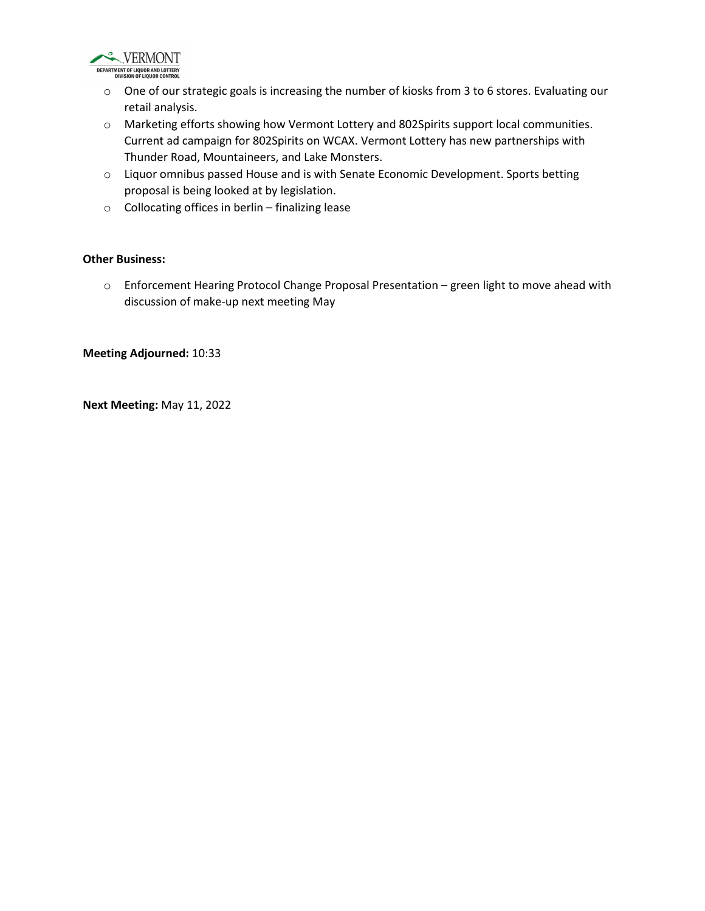- One of our strategic goals is increasing the number of kiosks from 3 to 6 stores. Evaluating our retail analysis.
- Marketing efforts showing how Vermont Lottery and 802Spirits support local communities. Current ad campaign for 802Spirits on WCAX. Vermont Lottery has new partnerships with Thunder Road, Mountaineers, and Lake Monsters.
- Liquor omnibus passed House and is with Senate Economic Development. Sports betting proposal is being looked at by legislation.
- Collocating offices in berlin – finalizing lease

**Other Business:**

- Enforcement Hearing Protocol Change Proposal Presentation – green light to move ahead with discussion of make-up next meeting May

**Meeting Adjourned:** 10:33

**Next Meeting:** May 11, 2022